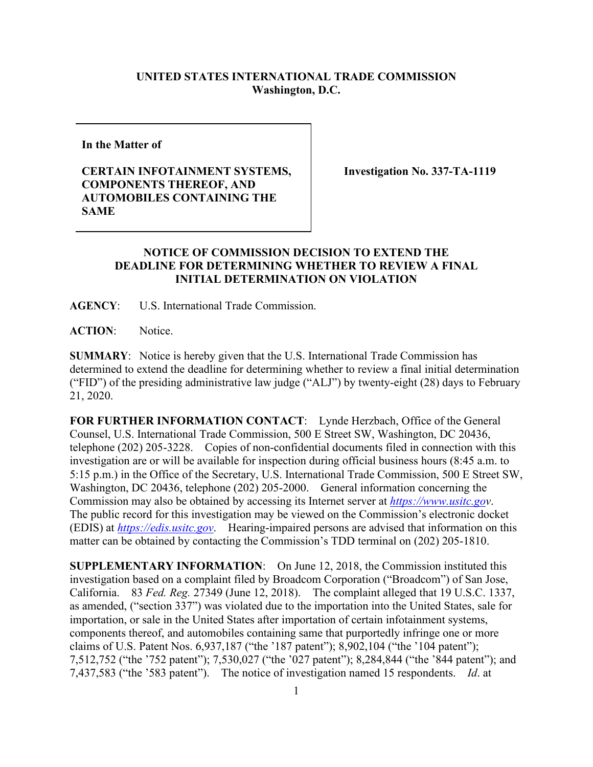**UNITED STATES INTERNATIONAL TRADE COMMISSION**
**Washington, D.C.**

| In the Matter of<br><br>**CERTAIN INFOTAINMENT SYSTEMS, COMPONENTS THEREOF, AND AUTOMOBILES CONTAINING THE SAME** | **Investigation No. 337-TA-1119** |
| --- | --- |

**NOTICE OF COMMISSION DECISION TO EXTEND THE DEADLINE FOR DETERMINING WHETHER TO REVIEW A FINAL INITIAL DETERMINATION ON VIOLATION**

**AGENCY**: U.S. International Trade Commission.

**ACTION**: Notice.

**SUMMARY**: Notice is hereby given that the U.S. International Trade Commission has determined to extend the deadline for determining whether to review a final initial determination ("FID") of the presiding administrative law judge ("ALJ") by twenty-eight (28) days to February 21, 2020.

**FOR FURTHER INFORMATION CONTACT**: Lynde Herzbach, Office of the General Counsel, U.S. International Trade Commission, 500 E Street SW, Washington, DC 20436, telephone (202) 205-3228. Copies of non-confidential documents filed in connection with this investigation are or will be available for inspection during official business hours (8:45 a.m. to 5:15 p.m.) in the Office of the Secretary, U.S. International Trade Commission, 500 E Street SW, Washington, DC 20436, telephone (202) 205-2000. General information concerning the Commission may also be obtained by accessing its Internet server at *https://www.usitc.gov*. The public record for this investigation may be viewed on the Commission's electronic docket (EDIS) at *https://edis.usitc.gov*. Hearing-impaired persons are advised that information on this matter can be obtained by contacting the Commission's TDD terminal on (202) 205-1810.

**SUPPLEMENTARY INFORMATION**: On June 12, 2018, the Commission instituted this investigation based on a complaint filed by Broadcom Corporation ("Broadcom") of San Jose, California. 83 *Fed. Reg.* 27349 (June 12, 2018). The complaint alleged that 19 U.S.C. 1337, as amended, ("section 337") was violated due to the importation into the United States, sale for importation, or sale in the United States after importation of certain infotainment systems, components thereof, and automobiles containing same that purportedly infringe one or more claims of U.S. Patent Nos. 6,937,187 ("the '187 patent"); 8,902,104 ("the '104 patent"); 7,512,752 ("the '752 patent"); 7,530,027 ("the '027 patent"); 8,284,844 ("the '844 patent"); and 7,437,583 ("the '583 patent"). The notice of investigation named 15 respondents. *Id*. at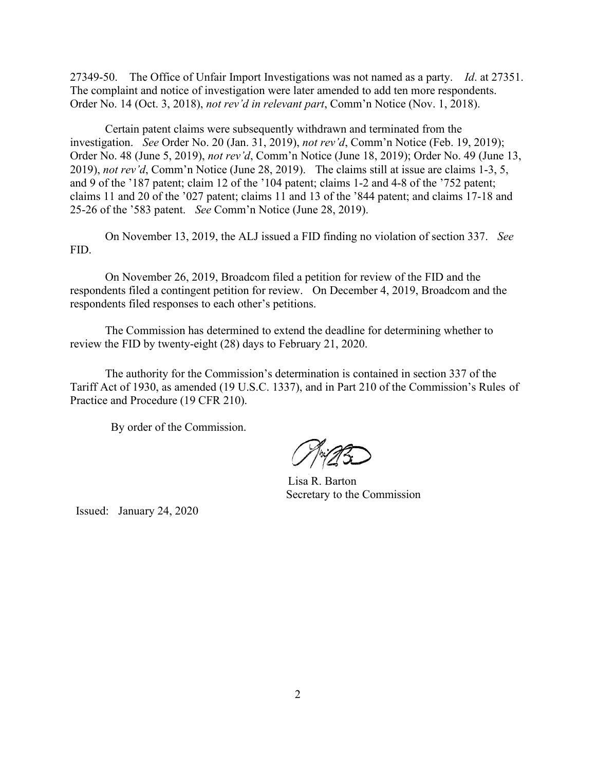27349-50. The Office of Unfair Import Investigations was not named as a party. *Id*. at 27351. The complaint and notice of investigation were later amended to add ten more respondents. Order No. 14 (Oct. 3, 2018), *not rev'd in relevant part*, Comm'n Notice (Nov. 1, 2018).

Certain patent claims were subsequently withdrawn and terminated from the investigation. *See* Order No. 20 (Jan. 31, 2019), *not rev'd*, Comm'n Notice (Feb. 19, 2019); Order No. 48 (June 5, 2019), *not rev'd*, Comm'n Notice (June 18, 2019); Order No. 49 (June 13, 2019), *not rev'd*, Comm'n Notice (June 28, 2019). The claims still at issue are claims 1-3, 5, and 9 of the '187 patent; claim 12 of the '104 patent; claims 1-2 and 4-8 of the '752 patent; claims 11 and 20 of the '027 patent; claims 11 and 13 of the '844 patent; and claims 17-18 and 25-26 of the '583 patent. *See* Comm'n Notice (June 28, 2019).

On November 13, 2019, the ALJ issued a FID finding no violation of section 337. *See* FID.

On November 26, 2019, Broadcom filed a petition for review of the FID and the respondents filed a contingent petition for review. On December 4, 2019, Broadcom and the respondents filed responses to each other's petitions.

The Commission has determined to extend the deadline for determining whether to review the FID by twenty-eight (28) days to February 21, 2020.

The authority for the Commission's determination is contained in section 337 of the Tariff Act of 1930, as amended (19 U.S.C. 1337), and in Part 210 of the Commission's Rules of Practice and Procedure (19 CFR 210).

By order of the Commission.

Lisa R. Barton
Secretary to the Commission

Issued: January 24, 2020